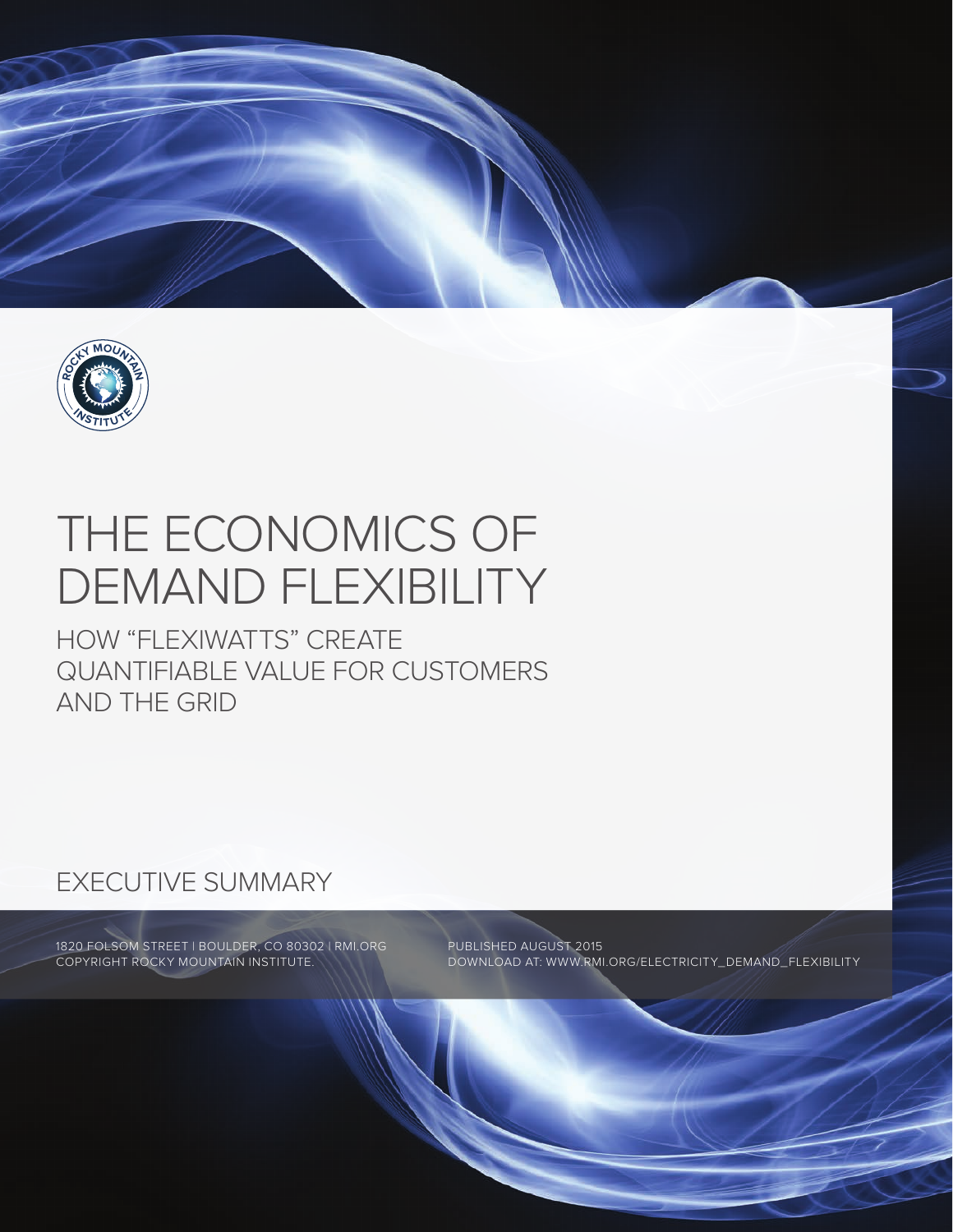# THE ECONOMICS OF DEMAND FLEXIBILITY

## HOW "FLEXIWATTS" CREATE QUANTIFIABLE VALUE FOR CUSTOMERS AND THE GRID

## EXECUTIVE SUMMARY

1820 FOLSOM STREET | BOULDER, CO 80302 | RMI.ORG
COPYRIGHT ROCKY MOUNTAIN INSTITUTE.

PUBLISHED AUGUST 2015
DOWNLOAD AT: WWW.RMI.ORG/ELECTRICITY_DEMAND_FLEXIBILITY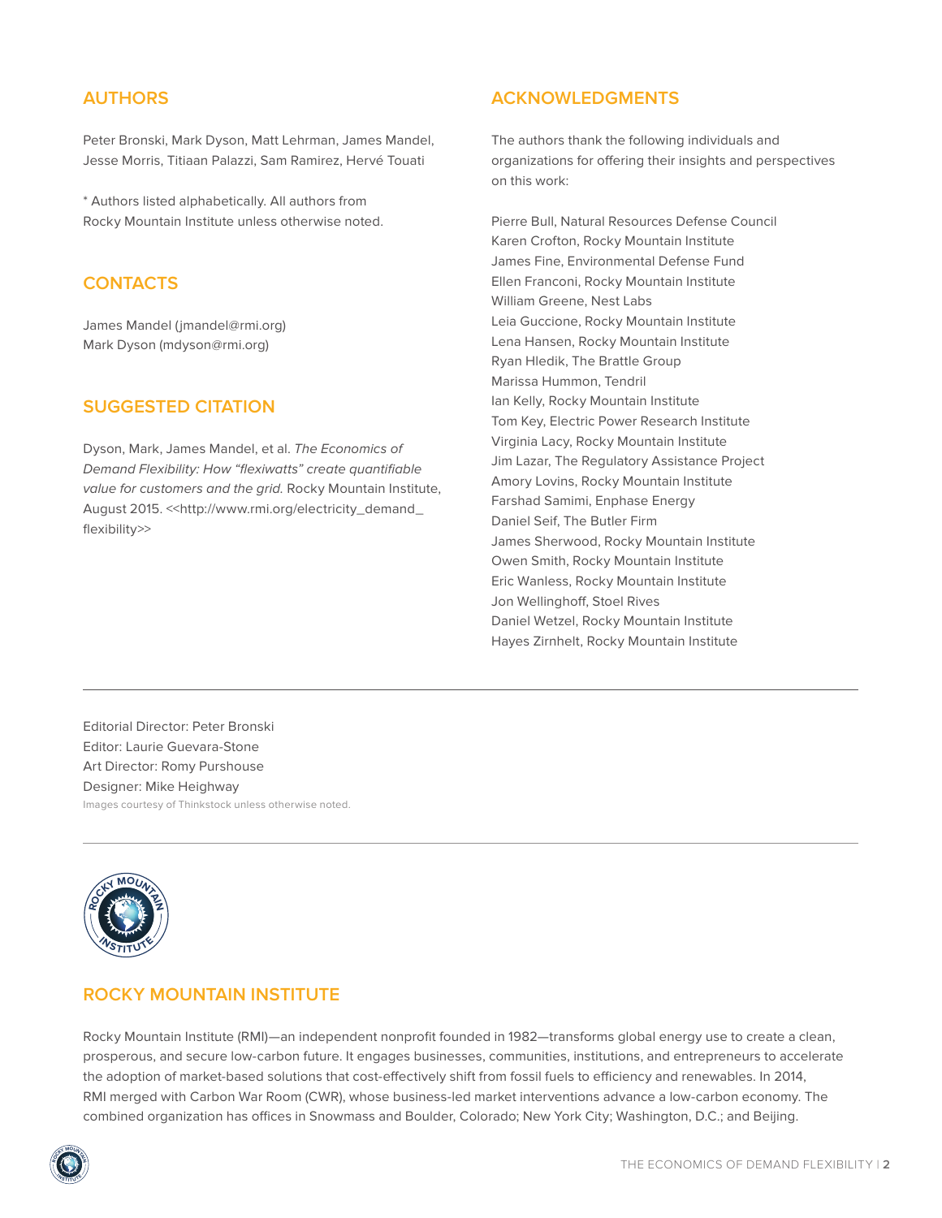## AUTHORS

Peter Bronski, Mark Dyson, Matt Lehrman, James Mandel, Jesse Morris, Titiaan Palazzi, Sam Ramirez, Hervé Touati

* Authors listed alphabetically. All authors from Rocky Mountain Institute unless otherwise noted.

## CONTACTS

James Mandel (jmandel@rmi.org)
Mark Dyson (mdyson@rmi.org)

## SUGGESTED CITATION

Dyson, Mark, James Mandel, et al. *The Economics of Demand Flexibility: How "flexiwatts" create quantifiable value for customers and the grid.* Rocky Mountain Institute, August 2015. <<http://www.rmi.org/electricity_demand_flexibility>>

## ACKNOWLEDGMENTS

The authors thank the following individuals and organizations for offering their insights and perspectives on this work:

Pierre Bull, Natural Resources Defense Council
Karen Crofton, Rocky Mountain Institute
James Fine, Environmental Defense Fund
Ellen Franconi, Rocky Mountain Institute
William Greene, Nest Labs
Leia Guccione, Rocky Mountain Institute
Lena Hansen, Rocky Mountain Institute
Ryan Hledik, The Brattle Group
Marissa Hummon, Tendril
Ian Kelly, Rocky Mountain Institute
Tom Key, Electric Power Research Institute
Virginia Lacy, Rocky Mountain Institute
Jim Lazar, The Regulatory Assistance Project
Amory Lovins, Rocky Mountain Institute
Farshad Samimi, Enphase Energy
Daniel Seif, The Butler Firm
James Sherwood, Rocky Mountain Institute
Owen Smith, Rocky Mountain Institute
Eric Wanless, Rocky Mountain Institute
Jon Wellinghoff, Stoel Rives
Daniel Wetzel, Rocky Mountain Institute
Hayes Zirnhelt, Rocky Mountain Institute

---

Editorial Director: Peter Bronski
Editor: Laurie Guevara-Stone
Art Director: Romy Purshouse
Designer: Mike Heighway
Images courtesy of Thinkstock unless otherwise noted.

---

## ROCKY MOUNTAIN INSTITUTE

Rocky Mountain Institute (RMI)—an independent nonprofit founded in 1982—transforms global energy use to create a clean, prosperous, and secure low-carbon future. It engages businesses, communities, institutions, and entrepreneurs to accelerate the adoption of market-based solutions that cost-effectively shift from fossil fuels to efficiency and renewables. In 2014, RMI merged with Carbon War Room (CWR), whose business-led market interventions advance a low-carbon economy. The combined organization has offices in Snowmass and Boulder, Colorado; New York City; Washington, D.C.; and Beijing.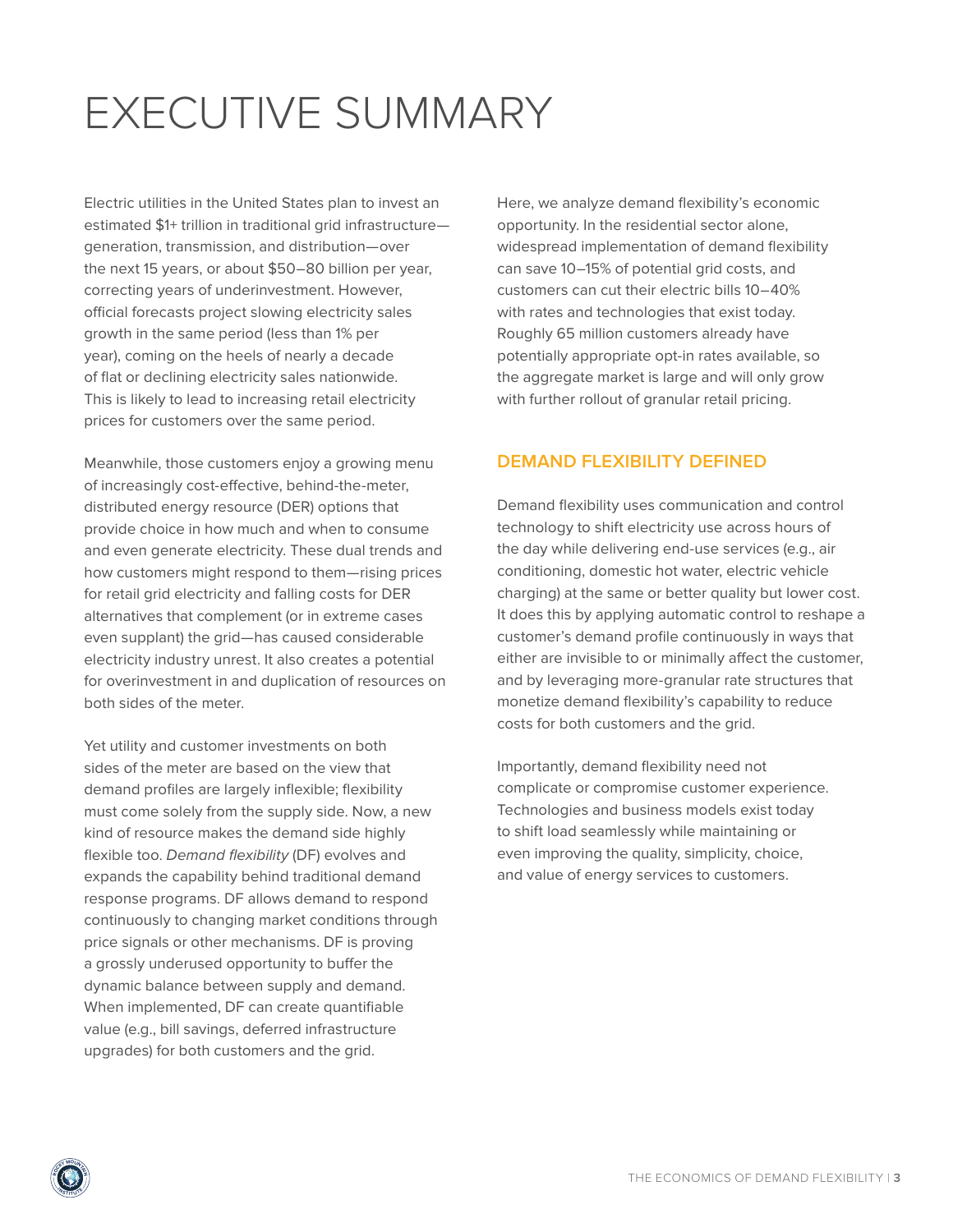# EXECUTIVE SUMMARY

Electric utilities in the United States plan to invest an estimated $1+ trillion in traditional grid infrastructure—generation, transmission, and distribution—over the next 15 years, or about $50–80 billion per year, correcting years of underinvestment. However, official forecasts project slowing electricity sales growth in the same period (less than 1% per year), coming on the heels of nearly a decade of flat or declining electricity sales nationwide. This is likely to lead to increasing retail electricity prices for customers over the same period.

Meanwhile, those customers enjoy a growing menu of increasingly cost-effective, behind-the-meter, distributed energy resource (DER) options that provide choice in how much and when to consume and even generate electricity. These dual trends and how customers might respond to them—rising prices for retail grid electricity and falling costs for DER alternatives that complement (or in extreme cases even supplant) the grid—has caused considerable electricity industry unrest. It also creates a potential for overinvestment in and duplication of resources on both sides of the meter.

Yet utility and customer investments on both sides of the meter are based on the view that demand profiles are largely inflexible; flexibility must come solely from the supply side. Now, a new kind of resource makes the demand side highly flexible too. *Demand flexibility* (DF) evolves and expands the capability behind traditional demand response programs. DF allows demand to respond continuously to changing market conditions through price signals or other mechanisms. DF is proving a grossly underused opportunity to buffer the dynamic balance between supply and demand. When implemented, DF can create quantifiable value (e.g., bill savings, deferred infrastructure upgrades) for both customers and the grid.

Here, we analyze demand flexibility's economic opportunity. In the residential sector alone, widespread implementation of demand flexibility can save 10–15% of potential grid costs, and customers can cut their electric bills 10–40% with rates and technologies that exist today. Roughly 65 million customers already have potentially appropriate opt-in rates available, so the aggregate market is large and will only grow with further rollout of granular retail pricing.

## DEMAND FLEXIBILITY DEFINED

Demand flexibility uses communication and control technology to shift electricity use across hours of the day while delivering end-use services (e.g., air conditioning, domestic hot water, electric vehicle charging) at the same or better quality but lower cost. It does this by applying automatic control to reshape a customer's demand profile continuously in ways that either are invisible to or minimally affect the customer, and by leveraging more-granular rate structures that monetize demand flexibility's capability to reduce costs for both customers and the grid.

Importantly, demand flexibility need not complicate or compromise customer experience. Technologies and business models exist today to shift load seamlessly while maintaining or even improving the quality, simplicity, choice, and value of energy services to customers.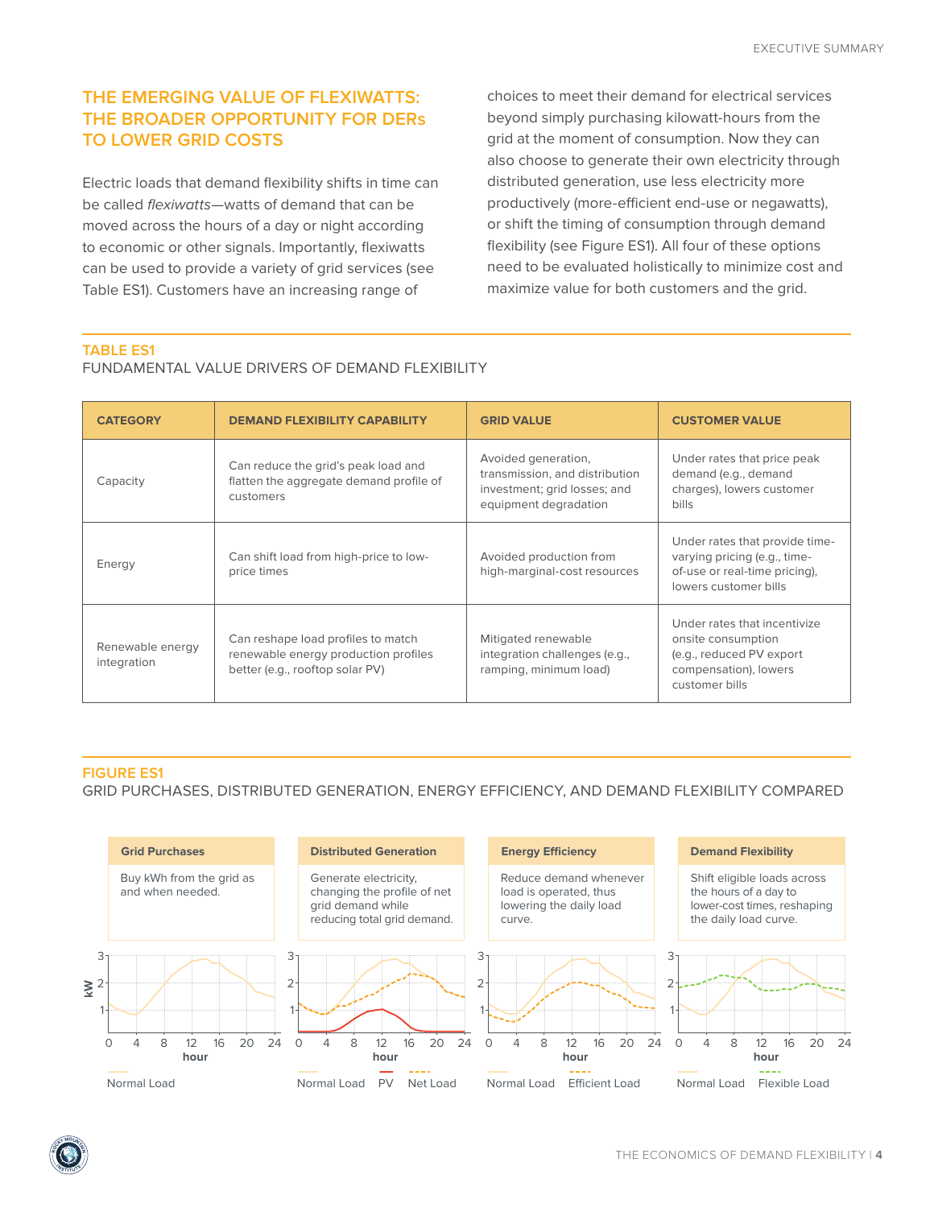## THE EMERGING VALUE OF FLEXIWATTS: THE BROADER OPPORTUNITY FOR DERs TO LOWER GRID COSTS

Electric loads that demand flexibility shifts in time can be called *flexiwatts*—watts of demand that can be moved across the hours of a day or night according to economic or other signals. Importantly, flexiwatts can be used to provide a variety of grid services (see Table ES1). Customers have an increasing range of choices to meet their demand for electrical services beyond simply purchasing kilowatt-hours from the grid at the moment of consumption. Now they can also choose to generate their own electricity through distributed generation, use less electricity more productively (more-efficient end-use or negawatts), or shift the timing of consumption through demand flexibility (see Figure ES1). All four of these options need to be evaluated holistically to minimize cost and maximize value for both customers and the grid.

**TABLE ES1**
FUNDAMENTAL VALUE DRIVERS OF DEMAND FLEXIBILITY

| CATEGORY | DEMAND FLEXIBILITY CAPABILITY | GRID VALUE | CUSTOMER VALUE |
|---|---|---|---|
| Capacity | Can reduce the grid's peak load and flatten the aggregate demand profile of customers | Avoided generation, transmission, and distribution investment; grid losses; and equipment degradation | Under rates that price peak demand (e.g., demand charges), lowers customer bills |
| Energy | Can shift load from high-price to low-price times | Avoided production from high-marginal-cost resources | Under rates that provide time-varying pricing (e.g., time-of-use or real-time pricing), lowers customer bills |
| Renewable energy integration | Can reshape load profiles to match renewable energy production profiles better (e.g., rooftop solar PV) | Mitigated renewable integration challenges (e.g., ramping, minimum load) | Under rates that incentivize onsite consumption (e.g., reduced PV export compensation), lowers customer bills |

**FIGURE ES1**
GRID PURCHASES, DISTRIBUTED GENERATION, ENERGY EFFICIENCY, AND DEMAND FLEXIBILITY COMPARED

**Grid Purchases**: Buy kWh from the grid as and when needed.

**Distributed Generation**: Generate electricity, changing the profile of net grid demand while reducing total grid demand.

**Energy Efficiency**: Reduce demand whenever load is operated, thus lowering the daily load curve.

**Demand Flexibility**: Shift eligible loads across the hours of a day to lower-cost times, reshaping the daily load curve.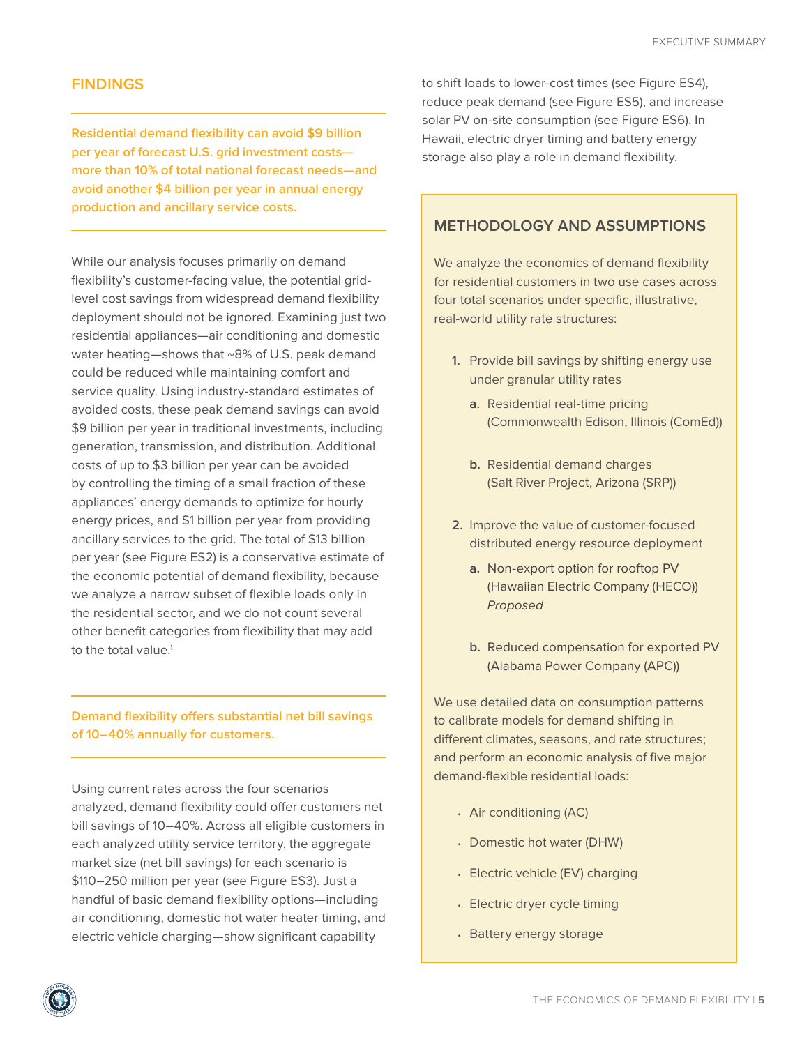## FINDINGS

**Residential demand flexibility can avoid $9 billion per year of forecast U.S. grid investment costs—more than 10% of total national forecast needs—and avoid another $4 billion per year in annual energy production and ancillary service costs.**

While our analysis focuses primarily on demand flexibility's customer-facing value, the potential grid-level cost savings from widespread demand flexibility deployment should not be ignored. Examining just two residential appliances—air conditioning and domestic water heating—shows that ~8% of U.S. peak demand could be reduced while maintaining comfort and service quality. Using industry-standard estimates of avoided costs, these peak demand savings can avoid $9 billion per year in traditional investments, including generation, transmission, and distribution. Additional costs of up to $3 billion per year can be avoided by controlling the timing of a small fraction of these appliances' energy demands to optimize for hourly energy prices, and $1 billion per year from providing ancillary services to the grid. The total of $13 billion per year (see Figure ES2) is a conservative estimate of the economic potential of demand flexibility, because we analyze a narrow subset of flexible loads only in the residential sector, and we do not count several other benefit categories from flexibility that may add to the total value.[1]

**Demand flexibility offers substantial net bill savings of 10–40% annually for customers.**

Using current rates across the four scenarios analyzed, demand flexibility could offer customers net bill savings of 10–40%. Across all eligible customers in each analyzed utility service territory, the aggregate market size (net bill savings) for each scenario is $110–250 million per year (see Figure ES3). Just a handful of basic demand flexibility options—including air conditioning, domestic hot water heater timing, and electric vehicle charging—show significant capability to shift loads to lower-cost times (see Figure ES4), reduce peak demand (see Figure ES5), and increase solar PV on-site consumption (see Figure ES6). In Hawaii, electric dryer timing and battery energy storage also play a role in demand flexibility.

### METHODOLOGY AND ASSUMPTIONS

We analyze the economics of demand flexibility for residential customers in two use cases across four total scenarios under specific, illustrative, real-world utility rate structures:

1. Provide bill savings by shifting energy use under granular utility rates
   - a. Residential real-time pricing (Commonwealth Edison, Illinois (ComEd))
   - b. Residential demand charges (Salt River Project, Arizona (SRP))
2. Improve the value of customer-focused distributed energy resource deployment
   - a. Non-export option for rooftop PV (Hawaiian Electric Company (HECO)) *Proposed*
   - b. Reduced compensation for exported PV (Alabama Power Company (APC))

We use detailed data on consumption patterns to calibrate models for demand shifting in different climates, seasons, and rate structures; and perform an economic analysis of five major demand-flexible residential loads:

- Air conditioning (AC)
- Domestic hot water (DHW)
- Electric vehicle (EV) charging
- Electric dryer cycle timing
- Battery energy storage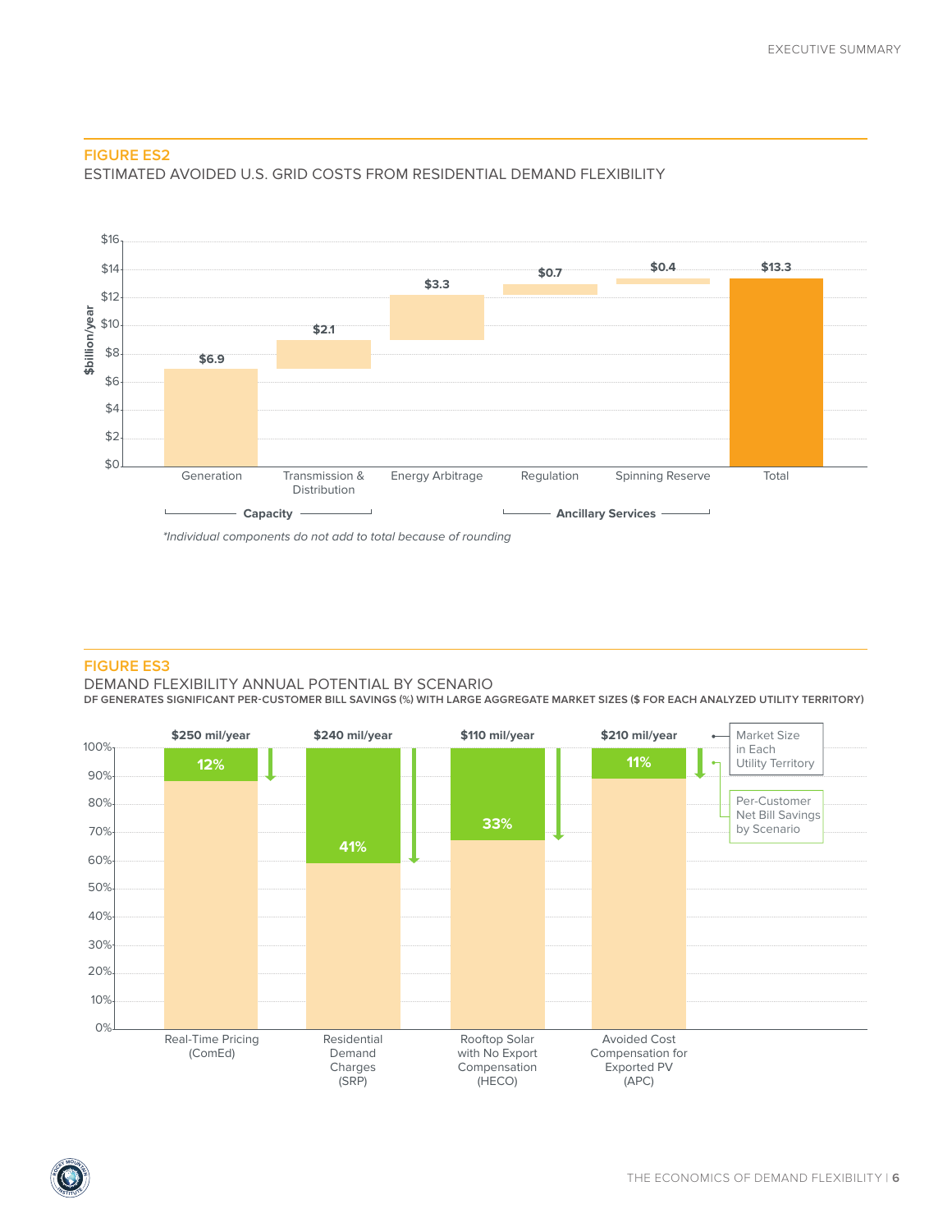## FIGURE ES2

ESTIMATED AVOIDED U.S. GRID COSTS FROM RESIDENTIAL DEMAND FLEXIBILITY

| Component | Category | $billion/year |
|---|---|---|
| Generation | Capacity | $6.9 |
| Transmission & Distribution | Capacity | $2.1 |
| Energy Arbitrage | | $3.3 |
| Regulation | Ancillary Services | $0.7 |
| Spinning Reserve | Ancillary Services | $0.4 |
| Total | | $13.3 |

*Individual components do not add to total because of rounding*

## FIGURE ES3

DEMAND FLEXIBILITY ANNUAL POTENTIAL BY SCENARIO

**DF GENERATES SIGNIFICANT PER-CUSTOMER BILL SAVINGS (%) WITH LARGE AGGREGATE MARKET SIZES ($ FOR EACH ANALYZED UTILITY TERRITORY)**

| Scenario | Market Size in Each Utility Territory | Per-Customer Net Bill Savings by Scenario |
|---|---|---|
| Real-Time Pricing (ComEd) | $250 mil/year | 12% |
| Residential Demand Charges (SRP) | $240 mil/year | 41% |
| Rooftop Solar with No Export Compensation (HECO) | $110 mil/year | 33% |
| Avoided Cost Compensation for Exported PV (APC) | $210 mil/year | 11% |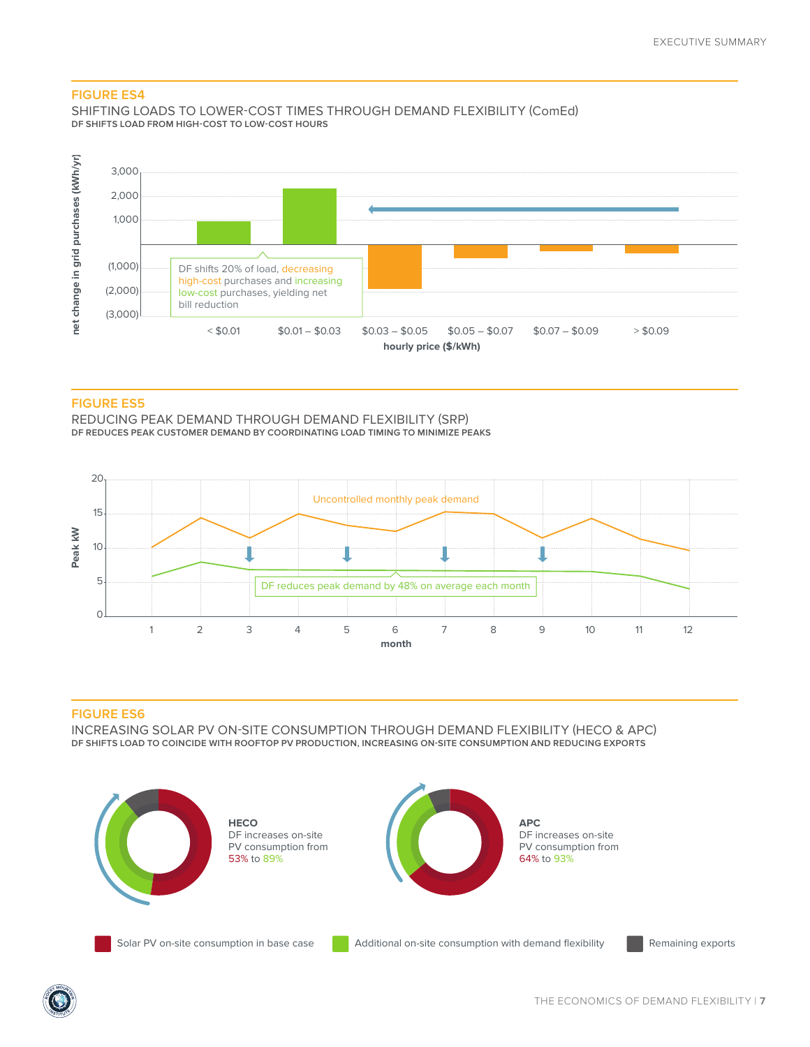## FIGURE ES4

SHIFTING LOADS TO LOWER-COST TIMES THROUGH DEMAND FLEXIBILITY (ComEd)

**DF SHIFTS LOAD FROM HIGH-COST TO LOW-COST HOURS**

net change in grid purchases (kWh/yr)

3,000
2,000
1,000
(1,000)
(2,000)
(3,000)

DF shifts 20% of load, decreasing high-cost purchases and increasing low-cost purchases, yielding net bill reduction

< $0.01 | $0.01 – $0.03 | $0.03 – $0.05 | $0.05 – $0.07 | $0.07 – $0.09 | > $0.09

hourly price ($/kWh)

## FIGURE ES5

REDUCING PEAK DEMAND THROUGH DEMAND FLEXIBILITY (SRP)

**DF REDUCES PEAK CUSTOMER DEMAND BY COORDINATING LOAD TIMING TO MINIMIZE PEAKS**

Peak kW

20
15
10
5
0

Uncontrolled monthly peak demand

DF reduces peak demand by 48% on average each month

1 2 3 4 5 6 7 8 9 10 11 12

month

## FIGURE ES6

INCREASING SOLAR PV ON-SITE CONSUMPTION THROUGH DEMAND FLEXIBILITY (HECO & APC)

**DF SHIFTS LOAD TO COINCIDE WITH ROOFTOP PV PRODUCTION, INCREASING ON-SITE CONSUMPTION AND REDUCING EXPORTS**

**HECO**
DF increases on-site PV consumption from 53% to 89%

**APC**
DF increases on-site PV consumption from 64% to 93%

Solar PV on-site consumption in base case | Additional on-site consumption with demand flexibility | Remaining exports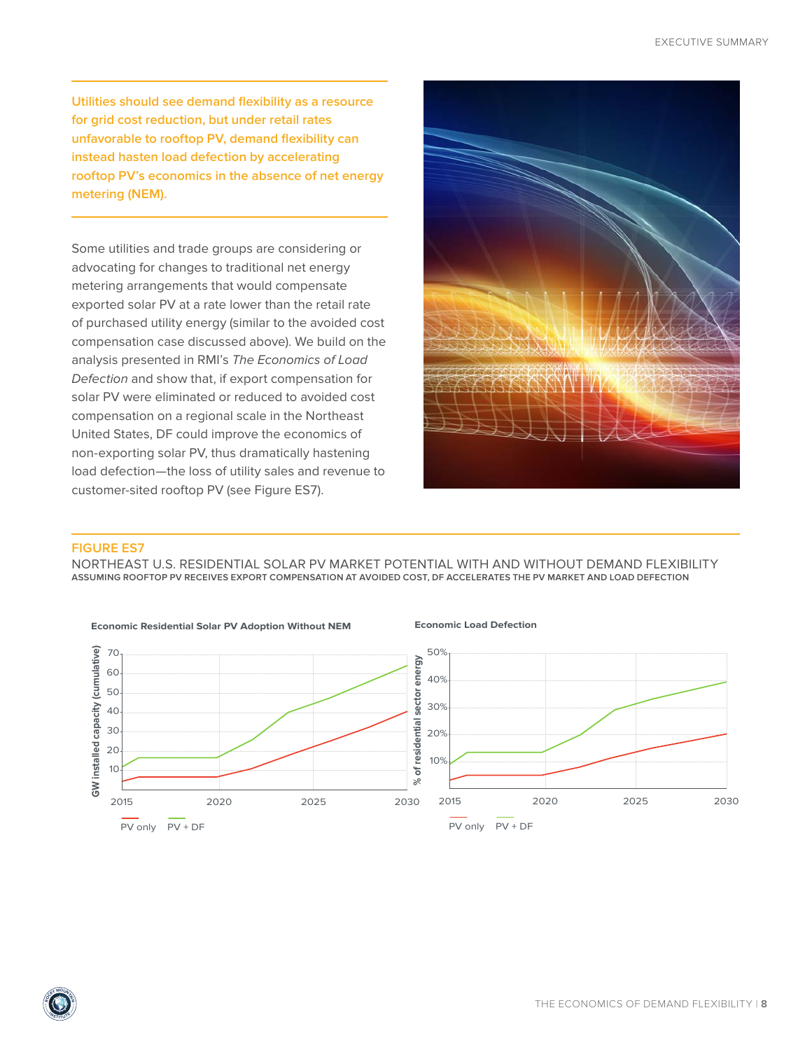**Utilities should see demand flexibility as a resource for grid cost reduction, but under retail rates unfavorable to rooftop PV, demand flexibility can instead hasten load defection by accelerating rooftop PV's economics in the absence of net energy metering (NEM).**

Some utilities and trade groups are considering or advocating for changes to traditional net energy metering arrangements that would compensate exported solar PV at a rate lower than the retail rate of purchased utility energy (similar to the avoided cost compensation case discussed above). We build on the analysis presented in RMI's *The Economics of Load Defection* and show that, if export compensation for solar PV were eliminated or reduced to avoided cost compensation on a regional scale in the Northeast United States, DF could improve the economics of non-exporting solar PV, thus dramatically hastening load defection—the loss of utility sales and revenue to customer-sited rooftop PV (see Figure ES7).

**FIGURE ES7**

NORTHEAST U.S. RESIDENTIAL SOLAR PV MARKET POTENTIAL WITH AND WITHOUT DEMAND FLEXIBILITY

**ASSUMING ROOFTOP PV RECEIVES EXPORT COMPENSATION AT AVOIDED COST, DF ACCELERATES THE PV MARKET AND LOAD DEFECTION**

**Economic Residential Solar PV Adoption Without NEM**

**Economic Load Defection**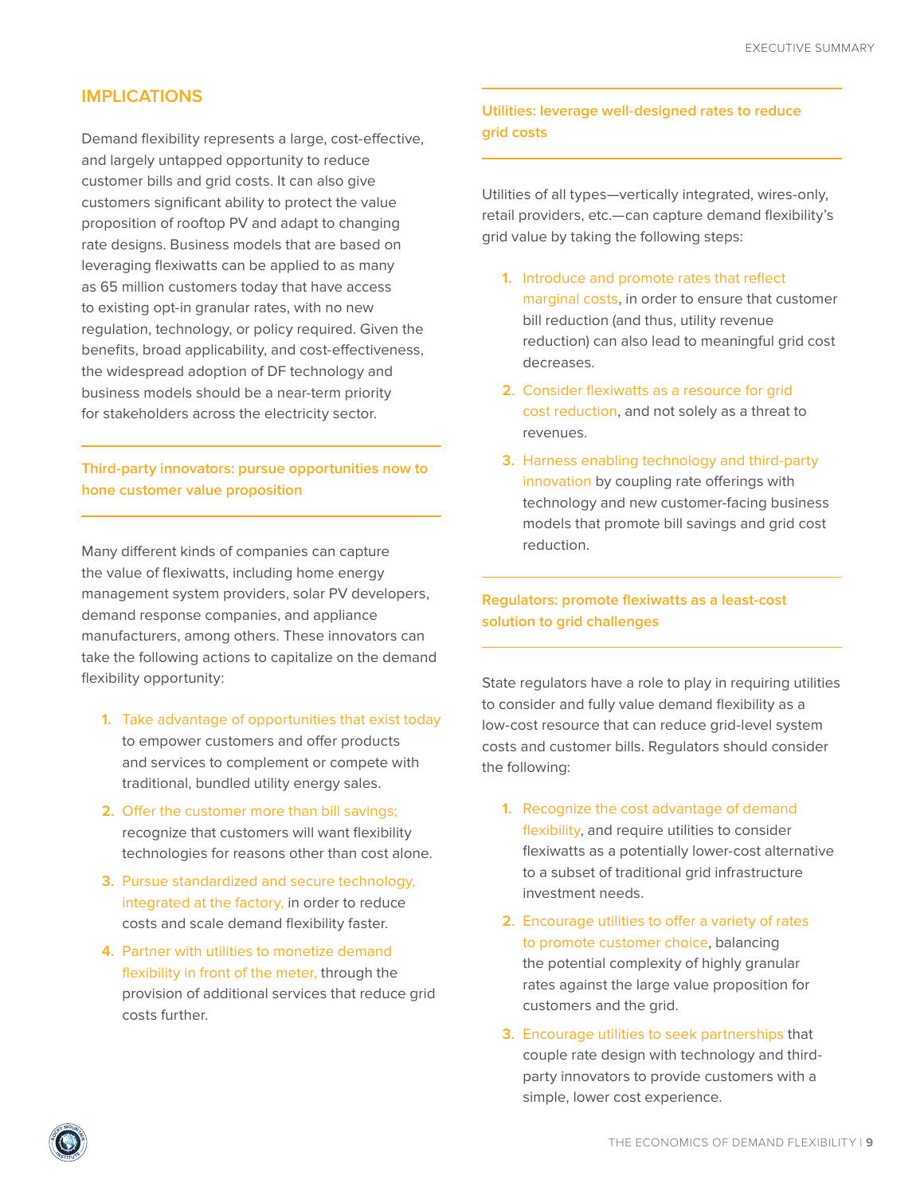## IMPLICATIONS

Demand flexibility represents a large, cost-effective, and largely untapped opportunity to reduce customer bills and grid costs. It can also give customers significant ability to protect the value proposition of rooftop PV and adapt to changing rate designs. Business models that are based on leveraging flexiwatts can be applied to as many as 65 million customers today that have access to existing opt-in granular rates, with no new regulation, technology, or policy required. Given the benefits, broad applicability, and cost-effectiveness, the widespread adoption of DF technology and business models should be a near-term priority for stakeholders across the electricity sector.

### Third-party innovators: pursue opportunities now to hone customer value proposition

Many different kinds of companies can capture the value of flexiwatts, including home energy management system providers, solar PV developers, demand response companies, and appliance manufacturers, among others. These innovators can take the following actions to capitalize on the demand flexibility opportunity:

1. Take advantage of opportunities that exist today to empower customers and offer products and services to complement or compete with traditional, bundled utility energy sales.
2. Offer the customer more than bill savings; recognize that customers will want flexibility technologies for reasons other than cost alone.
3. Pursue standardized and secure technology, integrated at the factory, in order to reduce costs and scale demand flexibility faster.
4. Partner with utilities to monetize demand flexibility in front of the meter, through the provision of additional services that reduce grid costs further.

### Utilities: leverage well-designed rates to reduce grid costs

Utilities of all types—vertically integrated, wires-only, retail providers, etc.—can capture demand flexibility's grid value by taking the following steps:

1. Introduce and promote rates that reflect marginal costs, in order to ensure that customer bill reduction (and thus, utility revenue reduction) can also lead to meaningful grid cost decreases.
2. Consider flexiwatts as a resource for grid cost reduction, and not solely as a threat to revenues.
3. Harness enabling technology and third-party innovation by coupling rate offerings with technology and new customer-facing business models that promote bill savings and grid cost reduction.

### Regulators: promote flexiwatts as a least-cost solution to grid challenges

State regulators have a role to play in requiring utilities to consider and fully value demand flexibility as a low-cost resource that can reduce grid-level system costs and customer bills. Regulators should consider the following:

1. Recognize the cost advantage of demand flexibility, and require utilities to consider flexiwatts as a potentially lower-cost alternative to a subset of traditional grid infrastructure investment needs.
2. Encourage utilities to offer a variety of rates to promote customer choice, balancing the potential complexity of highly granular rates against the large value proposition for customers and the grid.
3. Encourage utilities to seek partnerships that couple rate design with technology and third-party innovators to provide customers with a simple, lower cost experience.